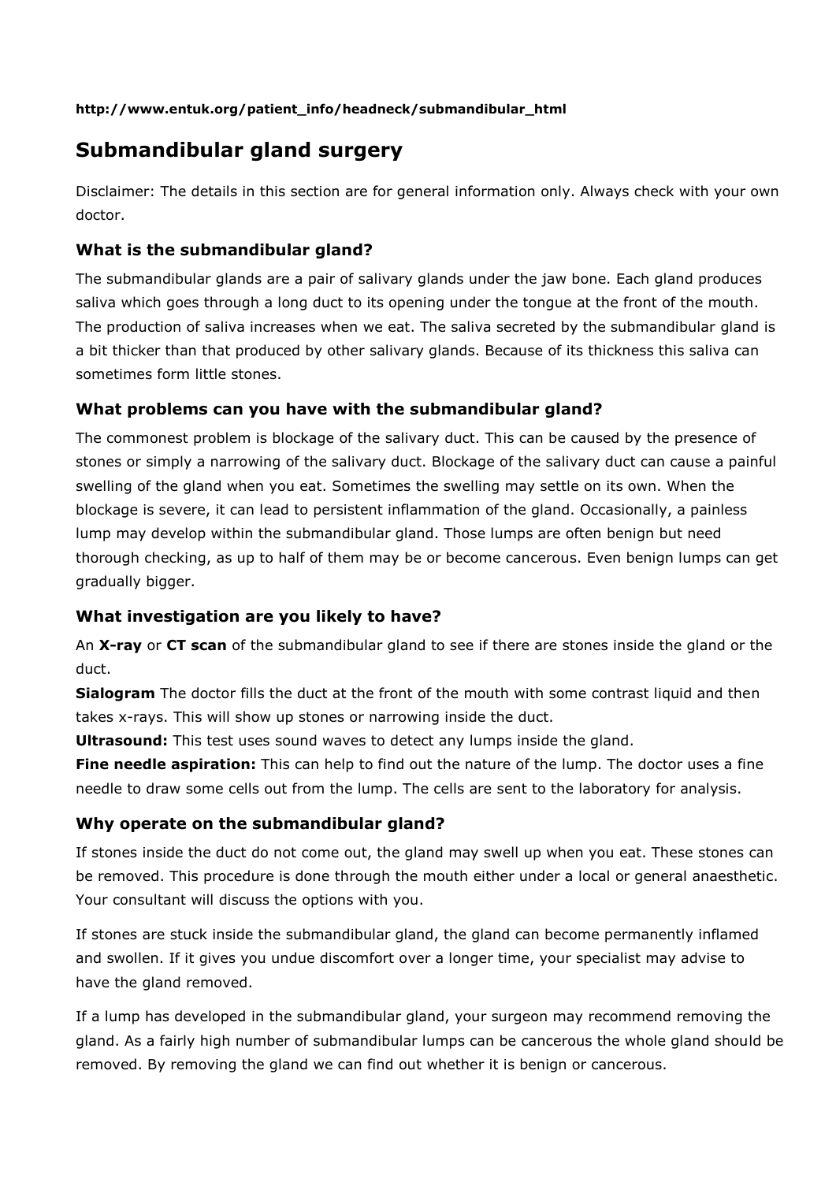**http://www.entuk.org/patient_info/headneck/submandibular_html**

# Submandibular gland surgery

Disclaimer: The details in this section are for general information only. Always check with your own doctor.

### What is the submandibular gland?

The submandibular glands are a pair of salivary glands under the jaw bone. Each gland produces saliva which goes through a long duct to its opening under the tongue at the front of the mouth. The production of saliva increases when we eat. The saliva secreted by the submandibular gland is a bit thicker than that produced by other salivary glands. Because of its thickness this saliva can sometimes form little stones.

### What problems can you have with the submandibular gland?

The commonest problem is blockage of the salivary duct. This can be caused by the presence of stones or simply a narrowing of the salivary duct. Blockage of the salivary duct can cause a painful swelling of the gland when you eat. Sometimes the swelling may settle on its own. When the blockage is severe, it can lead to persistent inflammation of the gland. Occasionally, a painless lump may develop within the submandibular gland. Those lumps are often benign but need thorough checking, as up to half of them may be or become cancerous. Even benign lumps can get gradually bigger.

### What investigation are you likely to have?

An **X-ray** or **CT scan** of the submandibular gland to see if there are stones inside the gland or the duct.

**Sialogram** The doctor fills the duct at the front of the mouth with some contrast liquid and then takes x-rays. This will show up stones or narrowing inside the duct.

**Ultrasound:** This test uses sound waves to detect any lumps inside the gland.

**Fine needle aspiration:** This can help to find out the nature of the lump. The doctor uses a fine needle to draw some cells out from the lump. The cells are sent to the laboratory for analysis.

### Why operate on the submandibular gland?

If stones inside the duct do not come out, the gland may swell up when you eat. These stones can be removed. This procedure is done through the mouth either under a local or general anaesthetic. Your consultant will discuss the options with you.

If stones are stuck inside the submandibular gland, the gland can become permanently inflamed and swollen. If it gives you undue discomfort over a longer time, your specialist may advise to have the gland removed.

If a lump has developed in the submandibular gland, your surgeon may recommend removing the gland. As a fairly high number of submandibular lumps can be cancerous the whole gland should be removed. By removing the gland we can find out whether it is benign or cancerous.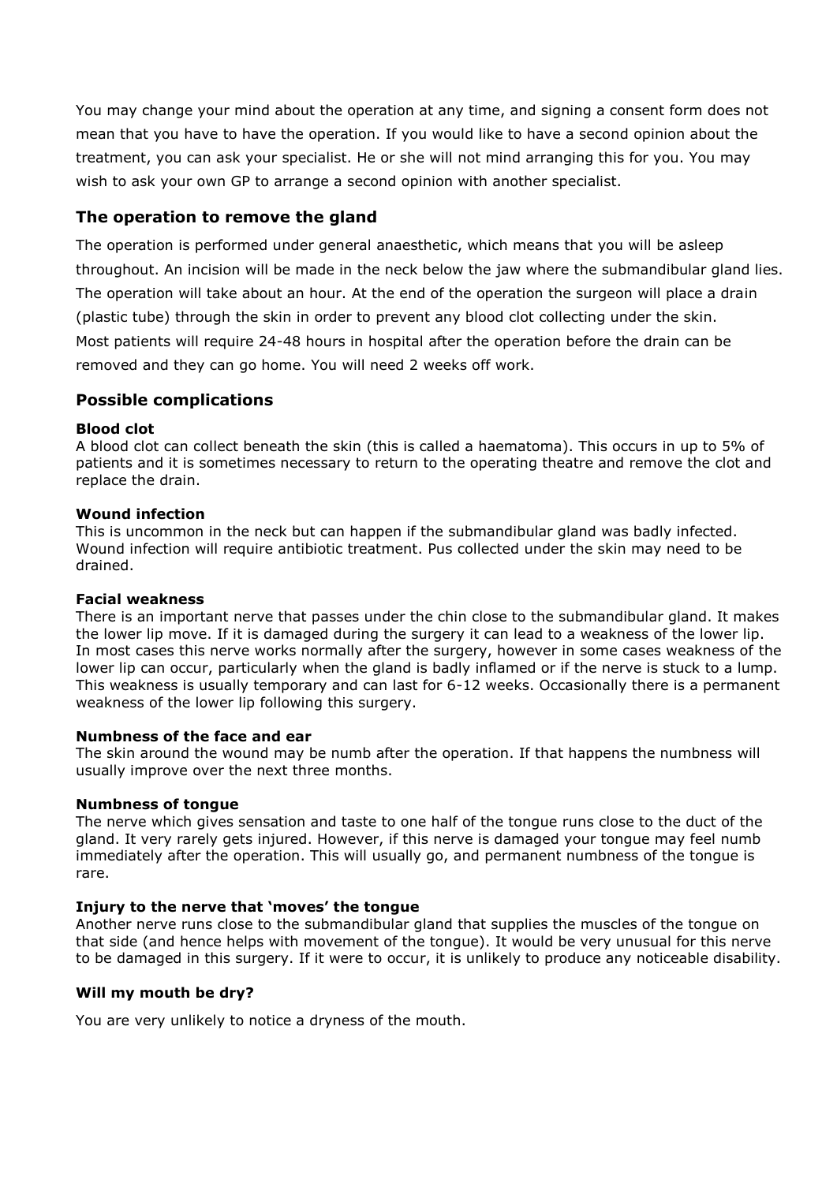You may change your mind about the operation at any time, and signing a consent form does not mean that you have to have the operation. If you would like to have a second opinion about the treatment, you can ask your specialist. He or she will not mind arranging this for you. You may wish to ask your own GP to arrange a second opinion with another specialist.

## The operation to remove the gland

The operation is performed under general anaesthetic, which means that you will be asleep throughout. An incision will be made in the neck below the jaw where the submandibular gland lies. The operation will take about an hour. At the end of the operation the surgeon will place a drain (plastic tube) through the skin in order to prevent any blood clot collecting under the skin. Most patients will require 24-48 hours in hospital after the operation before the drain can be removed and they can go home. You will need 2 weeks off work.

## Possible complications

### Blood clot

A blood clot can collect beneath the skin (this is called a haematoma). This occurs in up to 5% of patients and it is sometimes necessary to return to the operating theatre and remove the clot and replace the drain.

### Wound infection

This is uncommon in the neck but can happen if the submandibular gland was badly infected. Wound infection will require antibiotic treatment. Pus collected under the skin may need to be drained.

### Facial weakness

There is an important nerve that passes under the chin close to the submandibular gland. It makes the lower lip move. If it is damaged during the surgery it can lead to a weakness of the lower lip. In most cases this nerve works normally after the surgery, however in some cases weakness of the lower lip can occur, particularly when the gland is badly inflamed or if the nerve is stuck to a lump. This weakness is usually temporary and can last for 6-12 weeks. Occasionally there is a permanent weakness of the lower lip following this surgery.

### Numbness of the face and ear

The skin around the wound may be numb after the operation. If that happens the numbness will usually improve over the next three months.

### Numbness of tongue

The nerve which gives sensation and taste to one half of the tongue runs close to the duct of the gland. It very rarely gets injured. However, if this nerve is damaged your tongue may feel numb immediately after the operation. This will usually go, and permanent numbness of the tongue is rare.

### Injury to the nerve that 'moves' the tongue

Another nerve runs close to the submandibular gland that supplies the muscles of the tongue on that side (and hence helps with movement of the tongue). It would be very unusual for this nerve to be damaged in this surgery. If it were to occur, it is unlikely to produce any noticeable disability.

### Will my mouth be dry?

You are very unlikely to notice a dryness of the mouth.